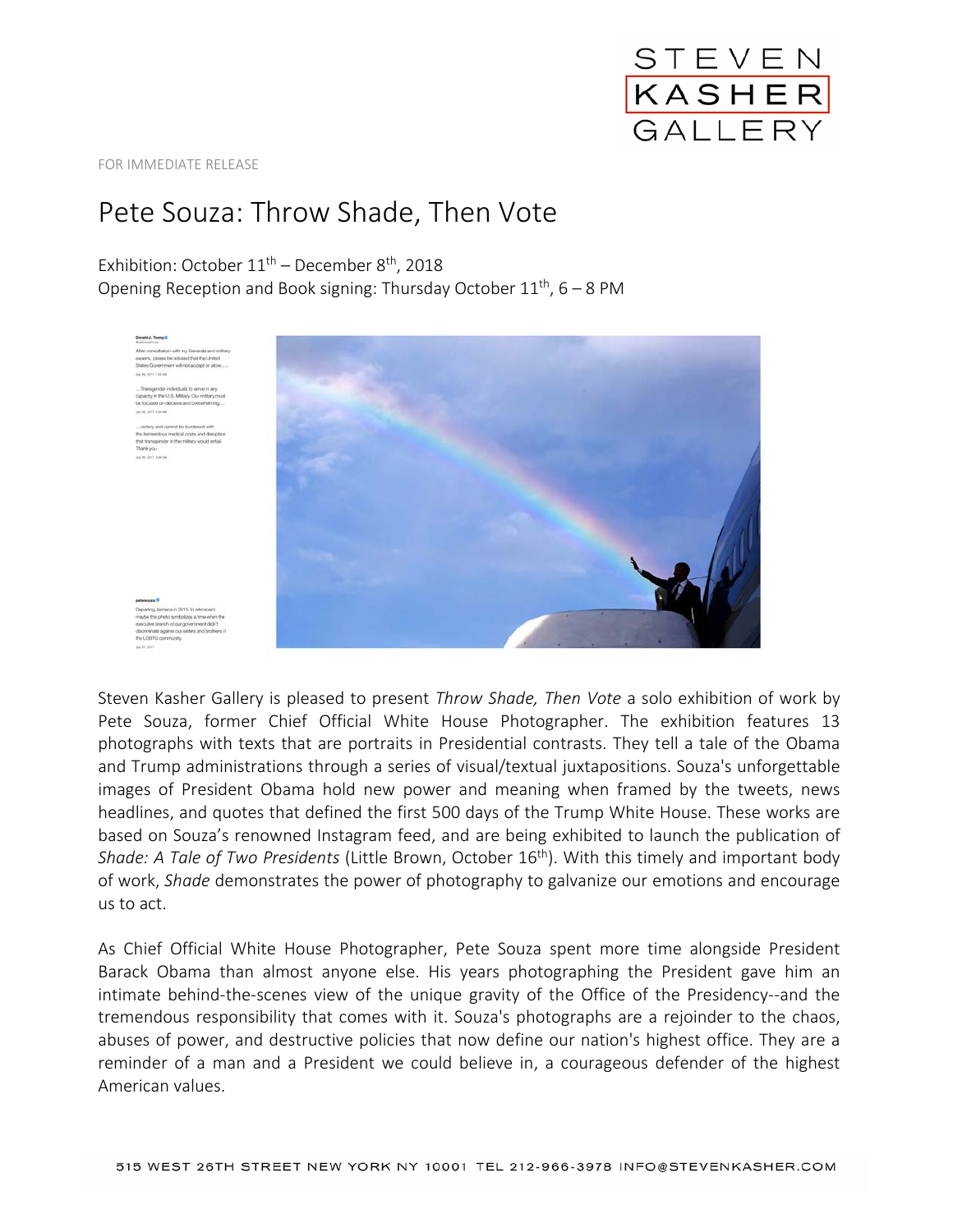STEVEN
KASHER
GALLERY

FOR IMMEDIATE RELEASE

# Pete Souza: Throw Shade, Then Vote

Exhibition: October 11th – December 8th, 2018
Opening Reception and Book signing: Thursday October 11th, 6 – 8 PM

Steven Kasher Gallery is pleased to present *Throw Shade, Then Vote* a solo exhibition of work by Pete Souza, former Chief Official White House Photographer. The exhibition features 13 photographs with texts that are portraits in Presidential contrasts. They tell a tale of the Obama and Trump administrations through a series of visual/textual juxtapositions. Souza's unforgettable images of President Obama hold new power and meaning when framed by the tweets, news headlines, and quotes that defined the first 500 days of the Trump White House. These works are based on Souza's renowned Instagram feed, and are being exhibited to launch the publication of *Shade: A Tale of Two Presidents* (Little Brown, October 16th). With this timely and important body of work, *Shade* demonstrates the power of photography to galvanize our emotions and encourage us to act.

As Chief Official White House Photographer, Pete Souza spent more time alongside President Barack Obama than almost anyone else. His years photographing the President gave him an intimate behind-the-scenes view of the unique gravity of the Office of the Presidency--and the tremendous responsibility that comes with it. Souza's photographs are a rejoinder to the chaos, abuses of power, and destructive policies that now define our nation's highest office. They are a reminder of a man and a President we could believe in, a courageous defender of the highest American values.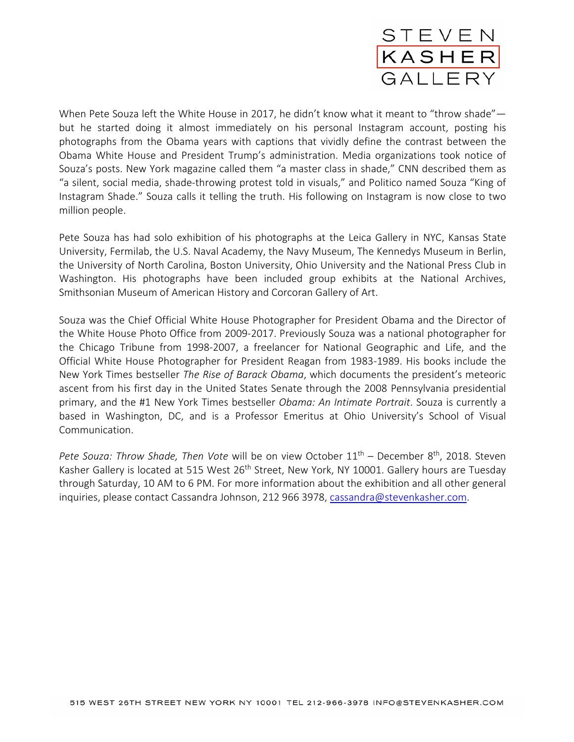STEVEN
KASHER
GALLERY

When Pete Souza left the White House in 2017, he didn't know what it meant to "throw shade"—but he started doing it almost immediately on his personal Instagram account, posting his photographs from the Obama years with captions that vividly define the contrast between the Obama White House and President Trump's administration. Media organizations took notice of Souza's posts. New York magazine called them "a master class in shade," CNN described them as "a silent, social media, shade-throwing protest told in visuals," and Politico named Souza "King of Instagram Shade." Souza calls it telling the truth. His following on Instagram is now close to two million people.

Pete Souza has had solo exhibition of his photographs at the Leica Gallery in NYC, Kansas State University, Fermilab, the U.S. Naval Academy, the Navy Museum, The Kennedys Museum in Berlin, the University of North Carolina, Boston University, Ohio University and the National Press Club in Washington. His photographs have been included group exhibits at the National Archives, Smithsonian Museum of American History and Corcoran Gallery of Art.

Souza was the Chief Official White House Photographer for President Obama and the Director of the White House Photo Office from 2009-2017. Previously Souza was a national photographer for the Chicago Tribune from 1998-2007, a freelancer for National Geographic and Life, and the Official White House Photographer for President Reagan from 1983-1989. His books include the New York Times bestseller *The Rise of Barack Obama*, which documents the president's meteoric ascent from his first day in the United States Senate through the 2008 Pennsylvania presidential primary, and the #1 New York Times bestseller *Obama: An Intimate Portrait*. Souza is currently a based in Washington, DC, and is a Professor Emeritus at Ohio University's School of Visual Communication.

*Pete Souza: Throw Shade, Then Vote* will be on view October 11th – December 8th, 2018. Steven Kasher Gallery is located at 515 West 26th Street, New York, NY 10001. Gallery hours are Tuesday through Saturday, 10 AM to 6 PM. For more information about the exhibition and all other general inquiries, please contact Cassandra Johnson, 212 966 3978, cassandra@stevenkasher.com.